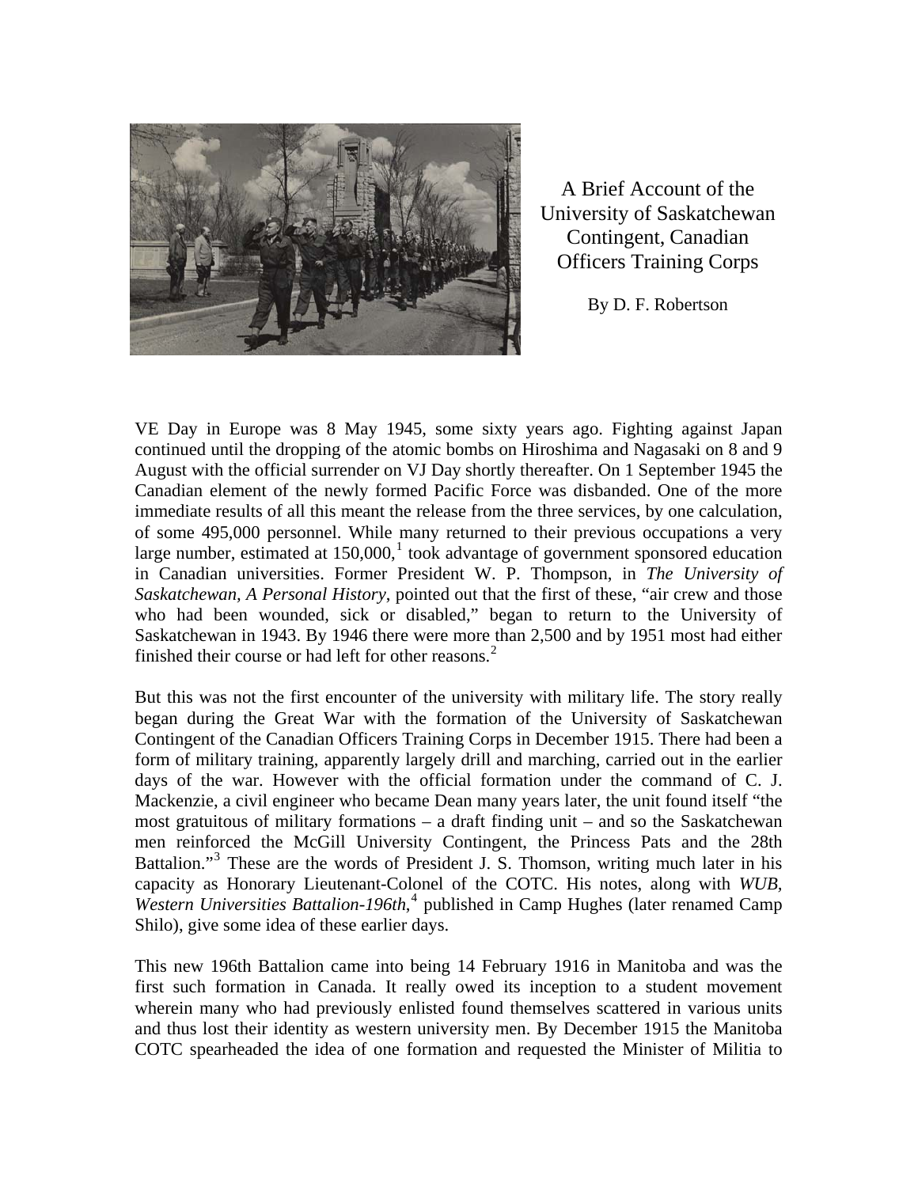# A Brief Account of the University of Saskatchewan Contingent, Canadian Officers Training Corps

By D. F. Robertson

VE Day in Europe was 8 May 1945, some sixty years ago. Fighting against Japan continued until the dropping of the atomic bombs on Hiroshima and Nagasaki on 8 and 9 August with the official surrender on VJ Day shortly thereafter. On 1 September 1945 the Canadian element of the newly formed Pacific Force was disbanded. One of the more immediate results of all this meant the release from the three services, by one calculation, of some 495,000 personnel. While many returned to their previous occupations a very large number, estimated at 150,000,[1] took advantage of government sponsored education in Canadian universities. Former President W. P. Thompson, in *The University of Saskatchewan, A Personal History*, pointed out that the first of these, "air crew and those who had been wounded, sick or disabled," began to return to the University of Saskatchewan in 1943. By 1946 there were more than 2,500 and by 1951 most had either finished their course or had left for other reasons.[2]

But this was not the first encounter of the university with military life. The story really began during the Great War with the formation of the University of Saskatchewan Contingent of the Canadian Officers Training Corps in December 1915. There had been a form of military training, apparently largely drill and marching, carried out in the earlier days of the war. However with the official formation under the command of C. J. Mackenzie, a civil engineer who became Dean many years later, the unit found itself "the most gratuitous of military formations – a draft finding unit – and so the Saskatchewan men reinforced the McGill University Contingent, the Princess Pats and the 28th Battalion."[3] These are the words of President J. S. Thomson, writing much later in his capacity as Honorary Lieutenant-Colonel of the COTC. His notes, along with *WUB, Western Universities Battalion-196th*,[4] published in Camp Hughes (later renamed Camp Shilo), give some idea of these earlier days.

This new 196th Battalion came into being 14 February 1916 in Manitoba and was the first such formation in Canada. It really owed its inception to a student movement wherein many who had previously enlisted found themselves scattered in various units and thus lost their identity as western university men. By December 1915 the Manitoba COTC spearheaded the idea of one formation and requested the Minister of Militia to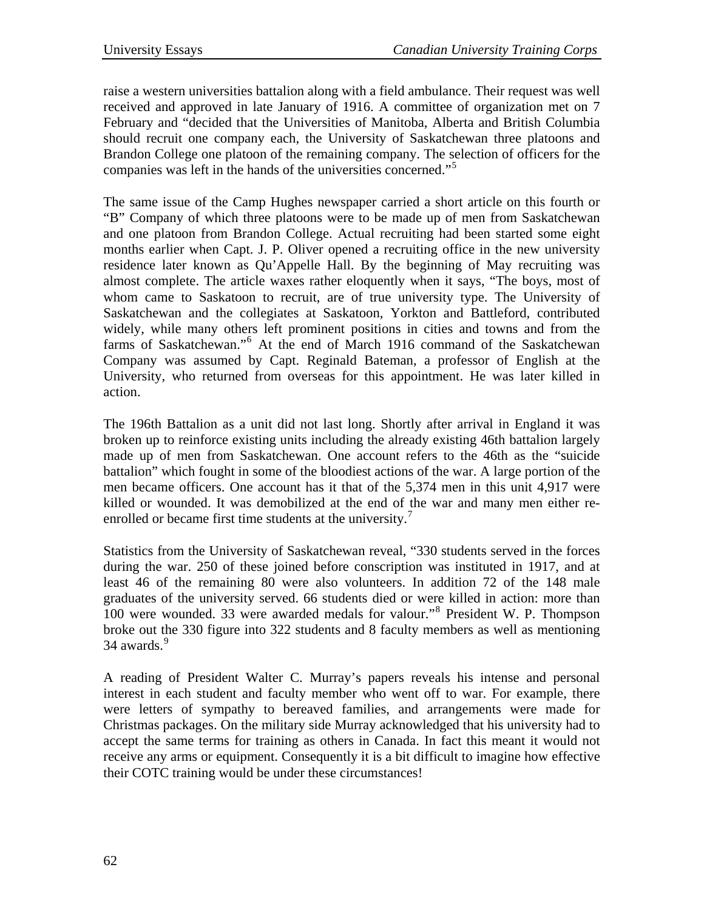raise a western universities battalion along with a field ambulance. Their request was well received and approved in late January of 1916. A committee of organization met on 7 February and "decided that the Universities of Manitoba, Alberta and British Columbia should recruit one company each, the University of Saskatchewan three platoons and Brandon College one platoon of the remaining company. The selection of officers for the companies was left in the hands of the universities concerned."[5]

The same issue of the Camp Hughes newspaper carried a short article on this fourth or "B" Company of which three platoons were to be made up of men from Saskatchewan and one platoon from Brandon College. Actual recruiting had been started some eight months earlier when Capt. J. P. Oliver opened a recruiting office in the new university residence later known as Qu'Appelle Hall. By the beginning of May recruiting was almost complete. The article waxes rather eloquently when it says, "The boys, most of whom came to Saskatoon to recruit, are of true university type. The University of Saskatchewan and the collegiates at Saskatoon, Yorkton and Battleford, contributed widely, while many others left prominent positions in cities and towns and from the farms of Saskatchewan."[6] At the end of March 1916 command of the Saskatchewan Company was assumed by Capt. Reginald Bateman, a professor of English at the University, who returned from overseas for this appointment. He was later killed in action.

The 196th Battalion as a unit did not last long. Shortly after arrival in England it was broken up to reinforce existing units including the already existing 46th battalion largely made up of men from Saskatchewan. One account refers to the 46th as the "suicide battalion" which fought in some of the bloodiest actions of the war. A large portion of the men became officers. One account has it that of the 5,374 men in this unit 4,917 were killed or wounded. It was demobilized at the end of the war and many men either re-enrolled or became first time students at the university.[7]

Statistics from the University of Saskatchewan reveal, "330 students served in the forces during the war. 250 of these joined before conscription was instituted in 1917, and at least 46 of the remaining 80 were also volunteers. In addition 72 of the 148 male graduates of the university served. 66 students died or were killed in action: more than 100 were wounded. 33 were awarded medals for valour."[8] President W. P. Thompson broke out the 330 figure into 322 students and 8 faculty members as well as mentioning 34 awards.[9]

A reading of President Walter C. Murray's papers reveals his intense and personal interest in each student and faculty member who went off to war. For example, there were letters of sympathy to bereaved families, and arrangements were made for Christmas packages. On the military side Murray acknowledged that his university had to accept the same terms for training as others in Canada. In fact this meant it would not receive any arms or equipment. Consequently it is a bit difficult to imagine how effective their COTC training would be under these circumstances!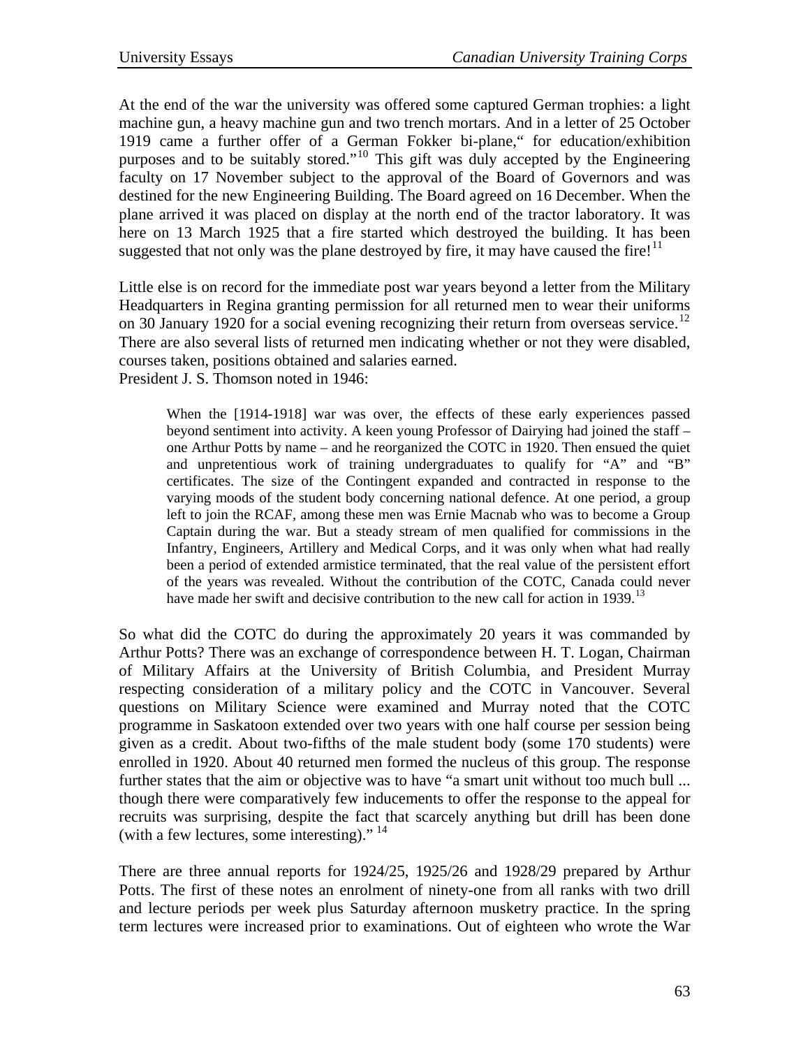At the end of the war the university was offered some captured German trophies: a light machine gun, a heavy machine gun and two trench mortars. And in a letter of 25 October 1919 came a further offer of a German Fokker bi-plane," for education/exhibition purposes and to be suitably stored."[10] This gift was duly accepted by the Engineering faculty on 17 November subject to the approval of the Board of Governors and was destined for the new Engineering Building. The Board agreed on 16 December. When the plane arrived it was placed on display at the north end of the tractor laboratory. It was here on 13 March 1925 that a fire started which destroyed the building. It has been suggested that not only was the plane destroyed by fire, it may have caused the fire![11]

Little else is on record for the immediate post war years beyond a letter from the Military Headquarters in Regina granting permission for all returned men to wear their uniforms on 30 January 1920 for a social evening recognizing their return from overseas service.[12] There are also several lists of returned men indicating whether or not they were disabled, courses taken, positions obtained and salaries earned.
President J. S. Thomson noted in 1946:

> When the [1914-1918] war was over, the effects of these early experiences passed beyond sentiment into activity. A keen young Professor of Dairying had joined the staff – one Arthur Potts by name – and he reorganized the COTC in 1920. Then ensued the quiet and unpretentious work of training undergraduates to qualify for "A" and "B" certificates. The size of the Contingent expanded and contracted in response to the varying moods of the student body concerning national defence. At one period, a group left to join the RCAF, among these men was Ernie Macnab who was to become a Group Captain during the war. But a steady stream of men qualified for commissions in the Infantry, Engineers, Artillery and Medical Corps, and it was only when what had really been a period of extended armistice terminated, that the real value of the persistent effort of the years was revealed. Without the contribution of the COTC, Canada could never have made her swift and decisive contribution to the new call for action in 1939.[13]

So what did the COTC do during the approximately 20 years it was commanded by Arthur Potts? There was an exchange of correspondence between H. T. Logan, Chairman of Military Affairs at the University of British Columbia, and President Murray respecting consideration of a military policy and the COTC in Vancouver. Several questions on Military Science were examined and Murray noted that the COTC programme in Saskatoon extended over two years with one half course per session being given as a credit. About two-fifths of the male student body (some 170 students) were enrolled in 1920. About 40 returned men formed the nucleus of this group. The response further states that the aim or objective was to have "a smart unit without too much bull ... though there were comparatively few inducements to offer the response to the appeal for recruits was surprising, despite the fact that scarcely anything but drill has been done (with a few lectures, some interesting)." [14]

There are three annual reports for 1924/25, 1925/26 and 1928/29 prepared by Arthur Potts. The first of these notes an enrolment of ninety-one from all ranks with two drill and lecture periods per week plus Saturday afternoon musketry practice. In the spring term lectures were increased prior to examinations. Out of eighteen who wrote the War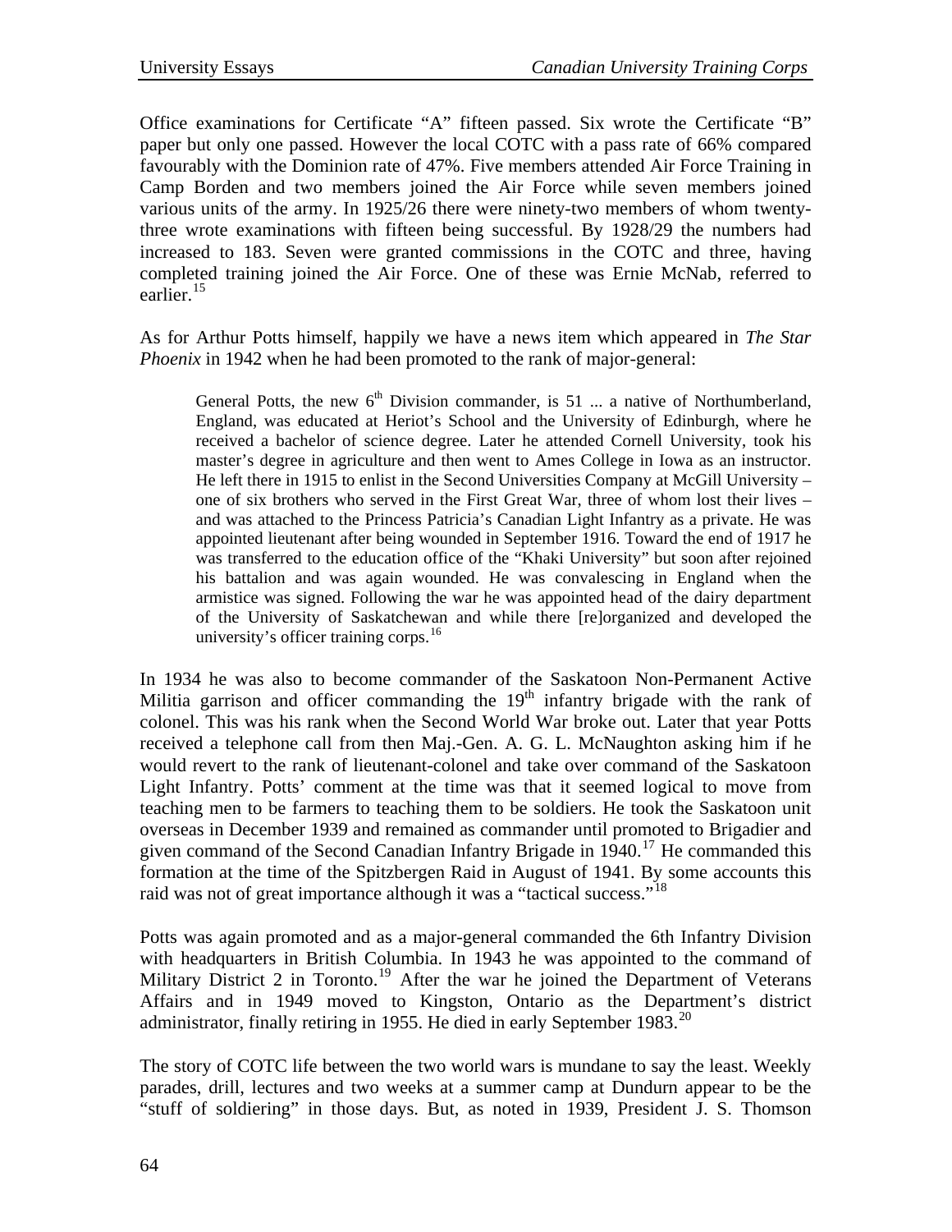Office examinations for Certificate "A" fifteen passed. Six wrote the Certificate "B" paper but only one passed. However the local COTC with a pass rate of 66% compared favourably with the Dominion rate of 47%. Five members attended Air Force Training in Camp Borden and two members joined the Air Force while seven members joined various units of the army. In 1925/26 there were ninety-two members of whom twenty-three wrote examinations with fifteen being successful. By 1928/29 the numbers had increased to 183. Seven were granted commissions in the COTC and three, having completed training joined the Air Force. One of these was Ernie McNab, referred to earlier.[15]

As for Arthur Potts himself, happily we have a news item which appeared in *The Star Phoenix* in 1942 when he had been promoted to the rank of major-general:

> General Potts, the new 6th Division commander, is 51 ... a native of Northumberland, England, was educated at Heriot's School and the University of Edinburgh, where he received a bachelor of science degree. Later he attended Cornell University, took his master's degree in agriculture and then went to Ames College in Iowa as an instructor. He left there in 1915 to enlist in the Second Universities Company at McGill University – one of six brothers who served in the First Great War, three of whom lost their lives – and was attached to the Princess Patricia's Canadian Light Infantry as a private. He was appointed lieutenant after being wounded in September 1916. Toward the end of 1917 he was transferred to the education office of the "Khaki University" but soon after rejoined his battalion and was again wounded. He was convalescing in England when the armistice was signed. Following the war he was appointed head of the dairy department of the University of Saskatchewan and while there [re]organized and developed the university's officer training corps.[16]

In 1934 he was also to become commander of the Saskatoon Non-Permanent Active Militia garrison and officer commanding the 19th infantry brigade with the rank of colonel. This was his rank when the Second World War broke out. Later that year Potts received a telephone call from then Maj.-Gen. A. G. L. McNaughton asking him if he would revert to the rank of lieutenant-colonel and take over command of the Saskatoon Light Infantry. Potts' comment at the time was that it seemed logical to move from teaching men to be farmers to teaching them to be soldiers. He took the Saskatoon unit overseas in December 1939 and remained as commander until promoted to Brigadier and given command of the Second Canadian Infantry Brigade in 1940.[17] He commanded this formation at the time of the Spitzbergen Raid in August of 1941. By some accounts this raid was not of great importance although it was a "tactical success."[18]

Potts was again promoted and as a major-general commanded the 6th Infantry Division with headquarters in British Columbia. In 1943 he was appointed to the command of Military District 2 in Toronto.[19] After the war he joined the Department of Veterans Affairs and in 1949 moved to Kingston, Ontario as the Department's district administrator, finally retiring in 1955. He died in early September 1983.[20]

The story of COTC life between the two world wars is mundane to say the least. Weekly parades, drill, lectures and two weeks at a summer camp at Dundurn appear to be the "stuff of soldiering" in those days. But, as noted in 1939, President J. S. Thomson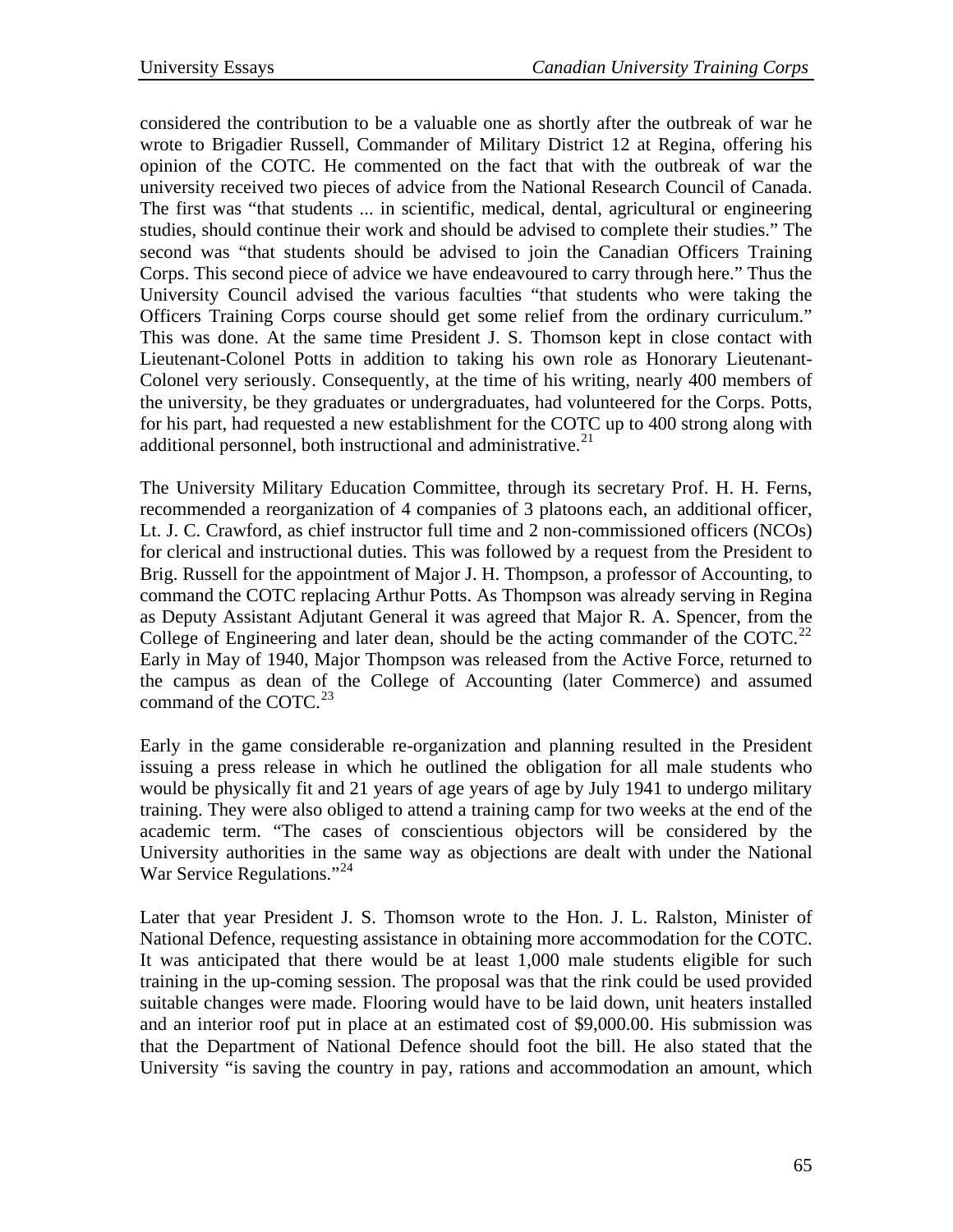considered the contribution to be a valuable one as shortly after the outbreak of war he wrote to Brigadier Russell, Commander of Military District 12 at Regina, offering his opinion of the COTC. He commented on the fact that with the outbreak of war the university received two pieces of advice from the National Research Council of Canada. The first was "that students ... in scientific, medical, dental, agricultural or engineering studies, should continue their work and should be advised to complete their studies." The second was "that students should be advised to join the Canadian Officers Training Corps. This second piece of advice we have endeavoured to carry through here." Thus the University Council advised the various faculties "that students who were taking the Officers Training Corps course should get some relief from the ordinary curriculum." This was done. At the same time President J. S. Thomson kept in close contact with Lieutenant-Colonel Potts in addition to taking his own role as Honorary Lieutenant-Colonel very seriously. Consequently, at the time of his writing, nearly 400 members of the university, be they graduates or undergraduates, had volunteered for the Corps. Potts, for his part, had requested a new establishment for the COTC up to 400 strong along with additional personnel, both instructional and administrative.[21]

The University Military Education Committee, through its secretary Prof. H. H. Ferns, recommended a reorganization of 4 companies of 3 platoons each, an additional officer, Lt. J. C. Crawford, as chief instructor full time and 2 non-commissioned officers (NCOs) for clerical and instructional duties. This was followed by a request from the President to Brig. Russell for the appointment of Major J. H. Thompson, a professor of Accounting, to command the COTC replacing Arthur Potts. As Thompson was already serving in Regina as Deputy Assistant Adjutant General it was agreed that Major R. A. Spencer, from the College of Engineering and later dean, should be the acting commander of the COTC.[22] Early in May of 1940, Major Thompson was released from the Active Force, returned to the campus as dean of the College of Accounting (later Commerce) and assumed command of the COTC.[23]

Early in the game considerable re-organization and planning resulted in the President issuing a press release in which he outlined the obligation for all male students who would be physically fit and 21 years of age years of age by July 1941 to undergo military training. They were also obliged to attend a training camp for two weeks at the end of the academic term. "The cases of conscientious objectors will be considered by the University authorities in the same way as objections are dealt with under the National War Service Regulations."[24]

Later that year President J. S. Thomson wrote to the Hon. J. L. Ralston, Minister of National Defence, requesting assistance in obtaining more accommodation for the COTC. It was anticipated that there would be at least 1,000 male students eligible for such training in the up-coming session. The proposal was that the rink could be used provided suitable changes were made. Flooring would have to be laid down, unit heaters installed and an interior roof put in place at an estimated cost of $9,000.00. His submission was that the Department of National Defence should foot the bill. He also stated that the University "is saving the country in pay, rations and accommodation an amount, which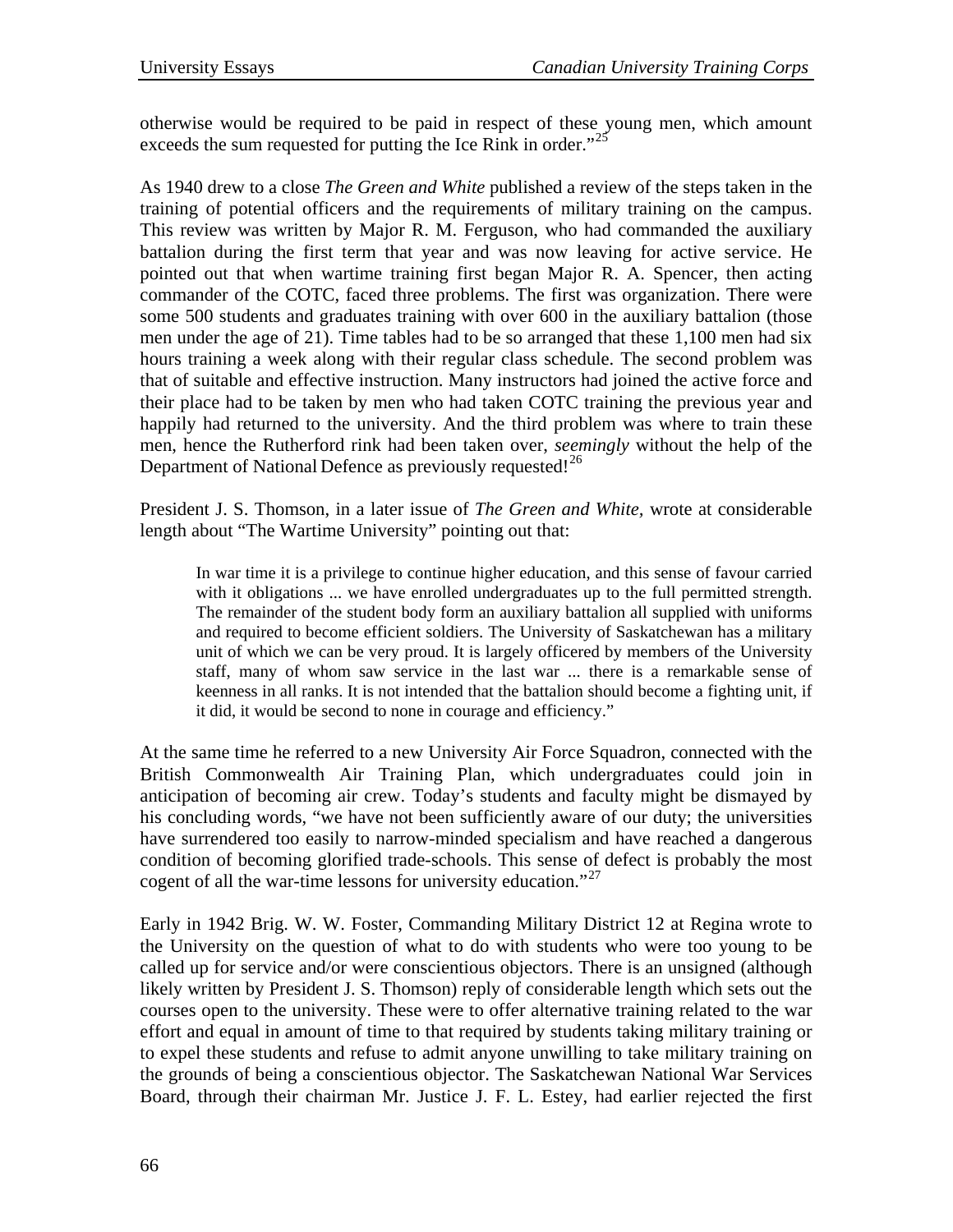otherwise would be required to be paid in respect of these young men, which amount exceeds the sum requested for putting the Ice Rink in order."[25]

As 1940 drew to a close *The Green and White* published a review of the steps taken in the training of potential officers and the requirements of military training on the campus. This review was written by Major R. M. Ferguson, who had commanded the auxiliary battalion during the first term that year and was now leaving for active service. He pointed out that when wartime training first began Major R. A. Spencer, then acting commander of the COTC, faced three problems. The first was organization. There were some 500 students and graduates training with over 600 in the auxiliary battalion (those men under the age of 21). Time tables had to be so arranged that these 1,100 men had six hours training a week along with their regular class schedule. The second problem was that of suitable and effective instruction. Many instructors had joined the active force and their place had to be taken by men who had taken COTC training the previous year and happily had returned to the university. And the third problem was where to train these men, hence the Rutherford rink had been taken over, *seemingly* without the help of the Department of National Defence as previously requested![26]

President J. S. Thomson, in a later issue of *The Green and White,* wrote at considerable length about "The Wartime University" pointing out that:

> In war time it is a privilege to continue higher education, and this sense of favour carried with it obligations ... we have enrolled undergraduates up to the full permitted strength. The remainder of the student body form an auxiliary battalion all supplied with uniforms and required to become efficient soldiers. The University of Saskatchewan has a military unit of which we can be very proud. It is largely officered by members of the University staff, many of whom saw service in the last war ... there is a remarkable sense of keenness in all ranks. It is not intended that the battalion should become a fighting unit, if it did, it would be second to none in courage and efficiency."

At the same time he referred to a new University Air Force Squadron, connected with the British Commonwealth Air Training Plan, which undergraduates could join in anticipation of becoming air crew. Today's students and faculty might be dismayed by his concluding words, "we have not been sufficiently aware of our duty; the universities have surrendered too easily to narrow-minded specialism and have reached a dangerous condition of becoming glorified trade-schools. This sense of defect is probably the most cogent of all the war-time lessons for university education."[27]

Early in 1942 Brig. W. W. Foster, Commanding Military District 12 at Regina wrote to the University on the question of what to do with students who were too young to be called up for service and/or were conscientious objectors. There is an unsigned (although likely written by President J. S. Thomson) reply of considerable length which sets out the courses open to the university. These were to offer alternative training related to the war effort and equal in amount of time to that required by students taking military training or to expel these students and refuse to admit anyone unwilling to take military training on the grounds of being a conscientious objector. The Saskatchewan National War Services Board, through their chairman Mr. Justice J. F. L. Estey, had earlier rejected the first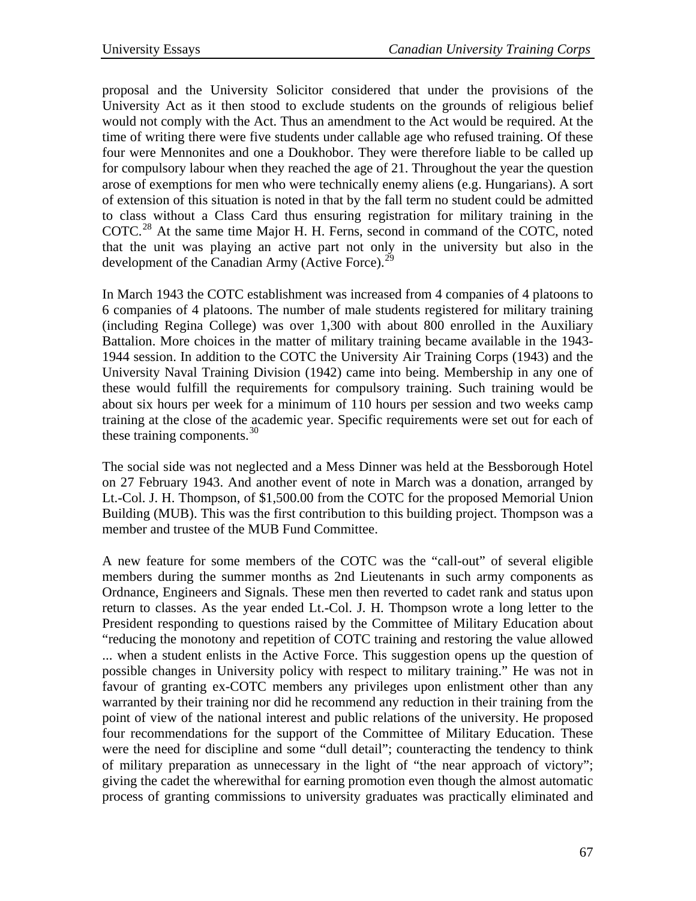proposal and the University Solicitor considered that under the provisions of the University Act as it then stood to exclude students on the grounds of religious belief would not comply with the Act. Thus an amendment to the Act would be required. At the time of writing there were five students under callable age who refused training. Of these four were Mennonites and one a Doukhobor. They were therefore liable to be called up for compulsory labour when they reached the age of 21. Throughout the year the question arose of exemptions for men who were technically enemy aliens (e.g. Hungarians). A sort of extension of this situation is noted in that by the fall term no student could be admitted to class without a Class Card thus ensuring registration for military training in the COTC.[28] At the same time Major H. H. Ferns, second in command of the COTC, noted that the unit was playing an active part not only in the university but also in the development of the Canadian Army (Active Force).[29]

In March 1943 the COTC establishment was increased from 4 companies of 4 platoons to 6 companies of 4 platoons. The number of male students registered for military training (including Regina College) was over 1,300 with about 800 enrolled in the Auxiliary Battalion. More choices in the matter of military training became available in the 1943-1944 session. In addition to the COTC the University Air Training Corps (1943) and the University Naval Training Division (1942) came into being. Membership in any one of these would fulfill the requirements for compulsory training. Such training would be about six hours per week for a minimum of 110 hours per session and two weeks camp training at the close of the academic year. Specific requirements were set out for each of these training components.[30]

The social side was not neglected and a Mess Dinner was held at the Bessborough Hotel on 27 February 1943. And another event of note in March was a donation, arranged by Lt.-Col. J. H. Thompson, of $1,500.00 from the COTC for the proposed Memorial Union Building (MUB). This was the first contribution to this building project. Thompson was a member and trustee of the MUB Fund Committee.

A new feature for some members of the COTC was the "call-out" of several eligible members during the summer months as 2nd Lieutenants in such army components as Ordnance, Engineers and Signals. These men then reverted to cadet rank and status upon return to classes. As the year ended Lt.-Col. J. H. Thompson wrote a long letter to the President responding to questions raised by the Committee of Military Education about "reducing the monotony and repetition of COTC training and restoring the value allowed ... when a student enlists in the Active Force. This suggestion opens up the question of possible changes in University policy with respect to military training." He was not in favour of granting ex-COTC members any privileges upon enlistment other than any warranted by their training nor did he recommend any reduction in their training from the point of view of the national interest and public relations of the university. He proposed four recommendations for the support of the Committee of Military Education. These were the need for discipline and some "dull detail"; counteracting the tendency to think of military preparation as unnecessary in the light of "the near approach of victory"; giving the cadet the wherewithal for earning promotion even though the almost automatic process of granting commissions to university graduates was practically eliminated and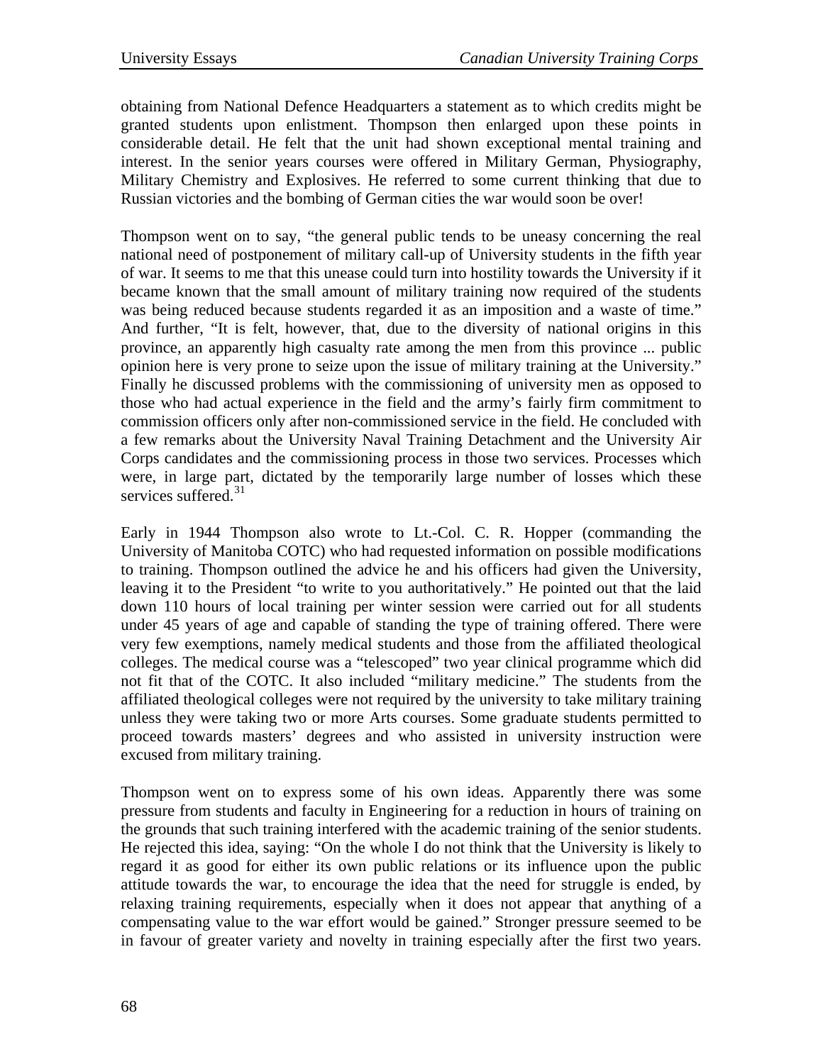obtaining from National Defence Headquarters a statement as to which credits might be granted students upon enlistment. Thompson then enlarged upon these points in considerable detail. He felt that the unit had shown exceptional mental training and interest. In the senior years courses were offered in Military German, Physiography, Military Chemistry and Explosives. He referred to some current thinking that due to Russian victories and the bombing of German cities the war would soon be over!

Thompson went on to say, "the general public tends to be uneasy concerning the real national need of postponement of military call-up of University students in the fifth year of war. It seems to me that this unease could turn into hostility towards the University if it became known that the small amount of military training now required of the students was being reduced because students regarded it as an imposition and a waste of time." And further, "It is felt, however, that, due to the diversity of national origins in this province, an apparently high casualty rate among the men from this province ... public opinion here is very prone to seize upon the issue of military training at the University." Finally he discussed problems with the commissioning of university men as opposed to those who had actual experience in the field and the army's fairly firm commitment to commission officers only after non-commissioned service in the field. He concluded with a few remarks about the University Naval Training Detachment and the University Air Corps candidates and the commissioning process in those two services. Processes which were, in large part, dictated by the temporarily large number of losses which these services suffered.[31]

Early in 1944 Thompson also wrote to Lt.-Col. C. R. Hopper (commanding the University of Manitoba COTC) who had requested information on possible modifications to training. Thompson outlined the advice he and his officers had given the University, leaving it to the President "to write to you authoritatively." He pointed out that the laid down 110 hours of local training per winter session were carried out for all students under 45 years of age and capable of standing the type of training offered. There were very few exemptions, namely medical students and those from the affiliated theological colleges. The medical course was a "telescoped" two year clinical programme which did not fit that of the COTC. It also included "military medicine." The students from the affiliated theological colleges were not required by the university to take military training unless they were taking two or more Arts courses. Some graduate students permitted to proceed towards masters' degrees and who assisted in university instruction were excused from military training.

Thompson went on to express some of his own ideas. Apparently there was some pressure from students and faculty in Engineering for a reduction in hours of training on the grounds that such training interfered with the academic training of the senior students. He rejected this idea, saying: "On the whole I do not think that the University is likely to regard it as good for either its own public relations or its influence upon the public attitude towards the war, to encourage the idea that the need for struggle is ended, by relaxing training requirements, especially when it does not appear that anything of a compensating value to the war effort would be gained." Stronger pressure seemed to be in favour of greater variety and novelty in training especially after the first two years.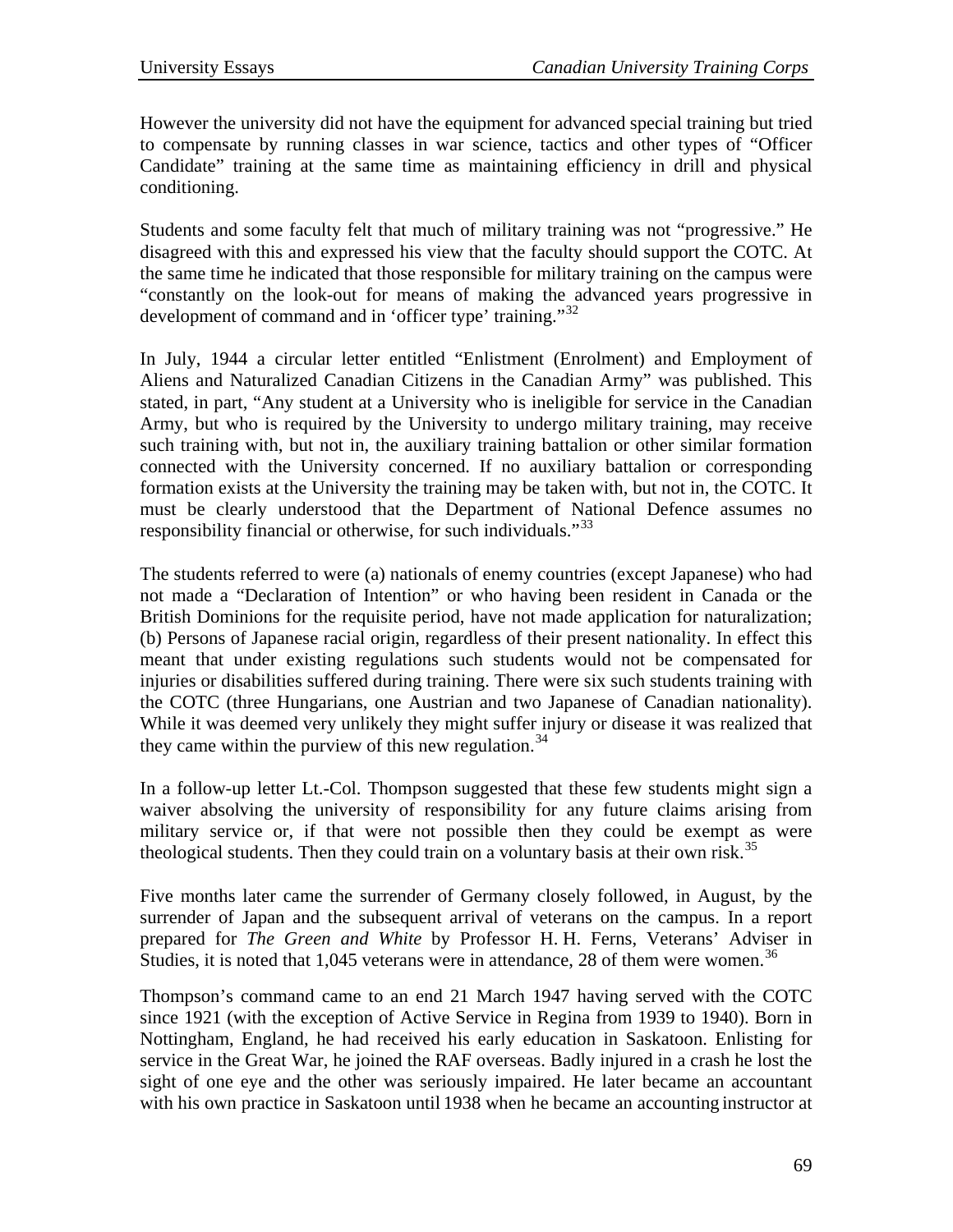However the university did not have the equipment for advanced special training but tried to compensate by running classes in war science, tactics and other types of "Officer Candidate" training at the same time as maintaining efficiency in drill and physical conditioning.

Students and some faculty felt that much of military training was not "progressive." He disagreed with this and expressed his view that the faculty should support the COTC. At the same time he indicated that those responsible for military training on the campus were "constantly on the look-out for means of making the advanced years progressive in development of command and in 'officer type' training."[32]

In July, 1944 a circular letter entitled "Enlistment (Enrolment) and Employment of Aliens and Naturalized Canadian Citizens in the Canadian Army" was published. This stated, in part, "Any student at a University who is ineligible for service in the Canadian Army, but who is required by the University to undergo military training, may receive such training with, but not in, the auxiliary training battalion or other similar formation connected with the University concerned. If no auxiliary battalion or corresponding formation exists at the University the training may be taken with, but not in, the COTC. It must be clearly understood that the Department of National Defence assumes no responsibility financial or otherwise, for such individuals."[33]

The students referred to were (a) nationals of enemy countries (except Japanese) who had not made a "Declaration of Intention" or who having been resident in Canada or the British Dominions for the requisite period, have not made application for naturalization; (b) Persons of Japanese racial origin, regardless of their present nationality. In effect this meant that under existing regulations such students would not be compensated for injuries or disabilities suffered during training. There were six such students training with the COTC (three Hungarians, one Austrian and two Japanese of Canadian nationality). While it was deemed very unlikely they might suffer injury or disease it was realized that they came within the purview of this new regulation.[34]

In a follow-up letter Lt.-Col. Thompson suggested that these few students might sign a waiver absolving the university of responsibility for any future claims arising from military service or, if that were not possible then they could be exempt as were theological students. Then they could train on a voluntary basis at their own risk.[35]

Five months later came the surrender of Germany closely followed, in August, by the surrender of Japan and the subsequent arrival of veterans on the campus. In a report prepared for *The Green and White* by Professor H. H. Ferns, Veterans' Adviser in Studies, it is noted that 1,045 veterans were in attendance, 28 of them were women.[36]

Thompson's command came to an end 21 March 1947 having served with the COTC since 1921 (with the exception of Active Service in Regina from 1939 to 1940). Born in Nottingham, England, he had received his early education in Saskatoon. Enlisting for service in the Great War, he joined the RAF overseas. Badly injured in a crash he lost the sight of one eye and the other was seriously impaired. He later became an accountant with his own practice in Saskatoon until 1938 when he became an accounting instructor at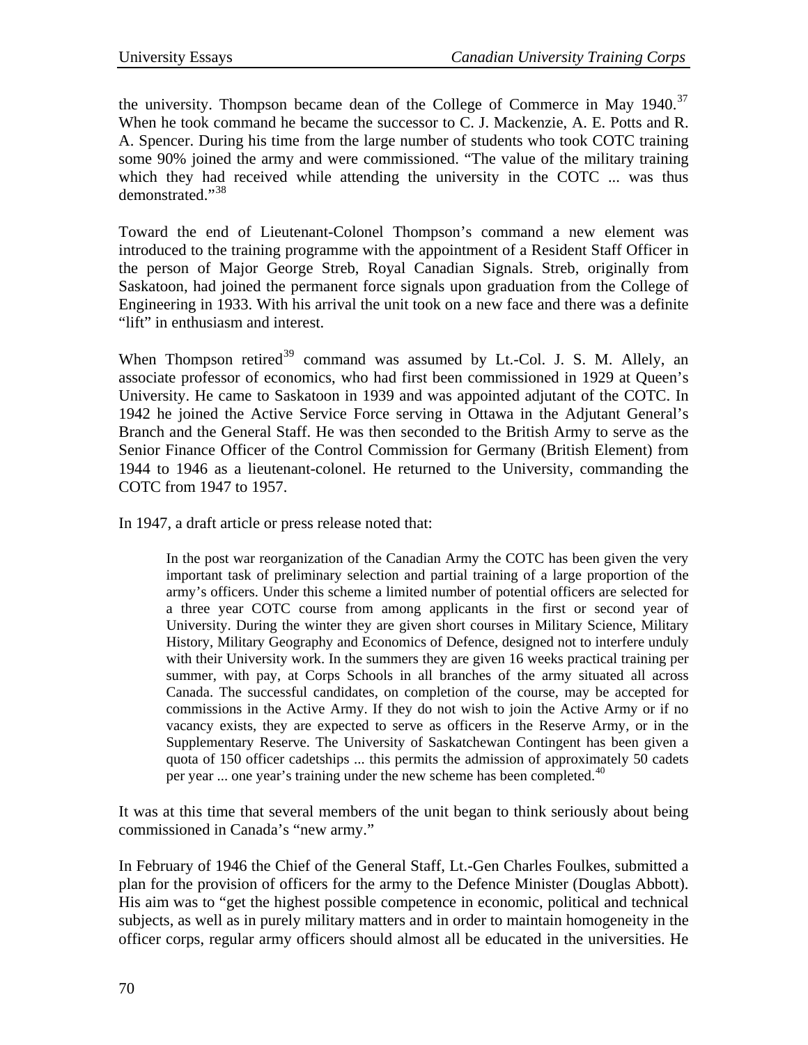the university. Thompson became dean of the College of Commerce in May 1940.[37] When he took command he became the successor to C. J. Mackenzie, A. E. Potts and R. A. Spencer. During his time from the large number of students who took COTC training some 90% joined the army and were commissioned. "The value of the military training which they had received while attending the university in the COTC ... was thus demonstrated."[38]

Toward the end of Lieutenant-Colonel Thompson's command a new element was introduced to the training programme with the appointment of a Resident Staff Officer in the person of Major George Streb, Royal Canadian Signals. Streb, originally from Saskatoon, had joined the permanent force signals upon graduation from the College of Engineering in 1933. With his arrival the unit took on a new face and there was a definite "lift" in enthusiasm and interest.

When Thompson retired[39] command was assumed by Lt.-Col. J. S. M. Allely, an associate professor of economics, who had first been commissioned in 1929 at Queen's University. He came to Saskatoon in 1939 and was appointed adjutant of the COTC. In 1942 he joined the Active Service Force serving in Ottawa in the Adjutant General's Branch and the General Staff. He was then seconded to the British Army to serve as the Senior Finance Officer of the Control Commission for Germany (British Element) from 1944 to 1946 as a lieutenant-colonel. He returned to the University, commanding the COTC from 1947 to 1957.

In 1947, a draft article or press release noted that:

> In the post war reorganization of the Canadian Army the COTC has been given the very important task of preliminary selection and partial training of a large proportion of the army's officers. Under this scheme a limited number of potential officers are selected for a three year COTC course from among applicants in the first or second year of University. During the winter they are given short courses in Military Science, Military History, Military Geography and Economics of Defence, designed not to interfere unduly with their University work. In the summers they are given 16 weeks practical training per summer, with pay, at Corps Schools in all branches of the army situated all across Canada. The successful candidates, on completion of the course, may be accepted for commissions in the Active Army. If they do not wish to join the Active Army or if no vacancy exists, they are expected to serve as officers in the Reserve Army, or in the Supplementary Reserve. The University of Saskatchewan Contingent has been given a quota of 150 officer cadetships ... this permits the admission of approximately 50 cadets per year ... one year's training under the new scheme has been completed.[40]

It was at this time that several members of the unit began to think seriously about being commissioned in Canada's "new army."

In February of 1946 the Chief of the General Staff, Lt.-Gen Charles Foulkes, submitted a plan for the provision of officers for the army to the Defence Minister (Douglas Abbott). His aim was to "get the highest possible competence in economic, political and technical subjects, as well as in purely military matters and in order to maintain homogeneity in the officer corps, regular army officers should almost all be educated in the universities. He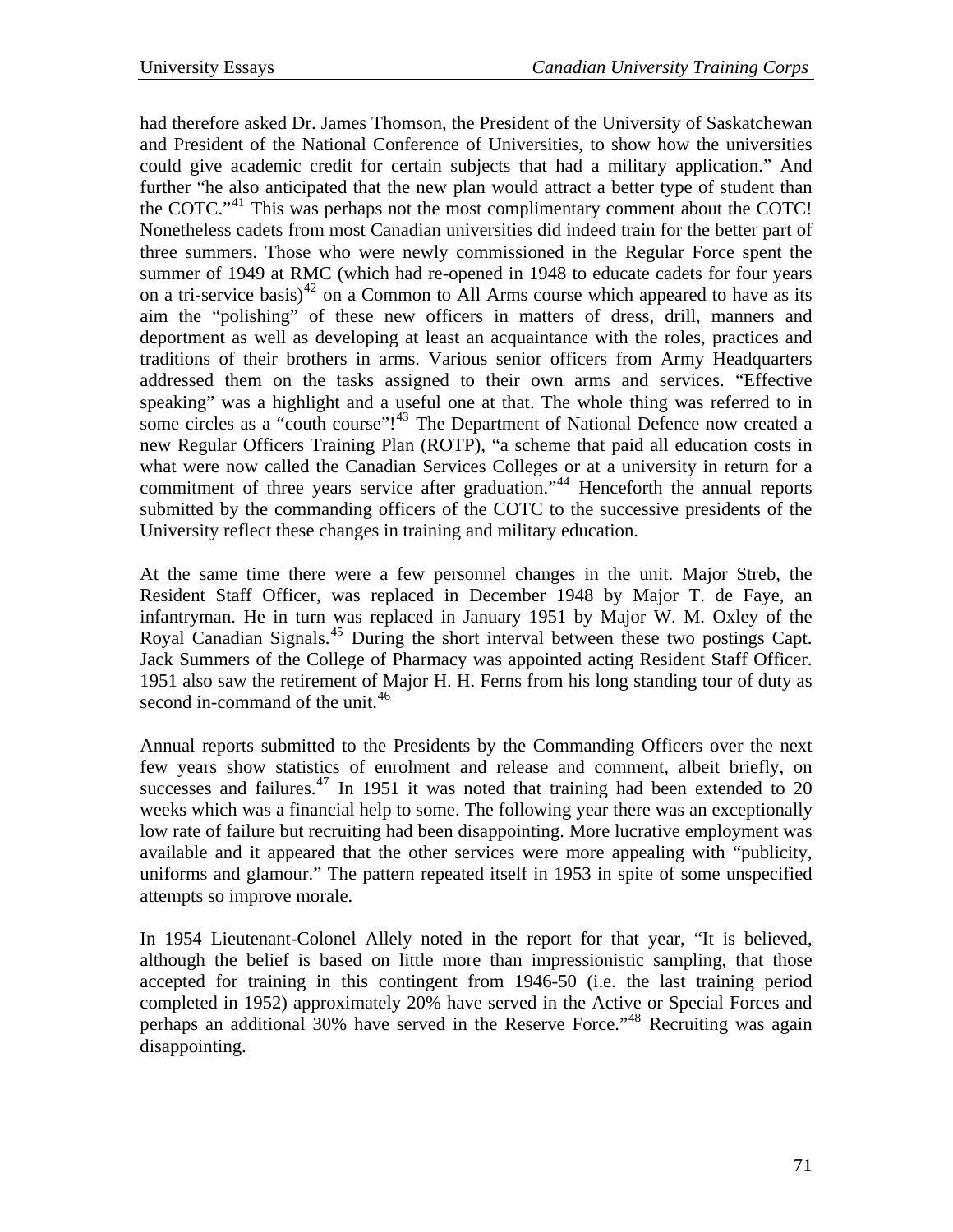had therefore asked Dr. James Thomson, the President of the University of Saskatchewan and President of the National Conference of Universities, to show how the universities could give academic credit for certain subjects that had a military application." And further "he also anticipated that the new plan would attract a better type of student than the COTC."[41] This was perhaps not the most complimentary comment about the COTC! Nonetheless cadets from most Canadian universities did indeed train for the better part of three summers. Those who were newly commissioned in the Regular Force spent the summer of 1949 at RMC (which had re-opened in 1948 to educate cadets for four years on a tri-service basis)[42] on a Common to All Arms course which appeared to have as its aim the "polishing" of these new officers in matters of dress, drill, manners and deportment as well as developing at least an acquaintance with the roles, practices and traditions of their brothers in arms. Various senior officers from Army Headquarters addressed them on the tasks assigned to their own arms and services. "Effective speaking" was a highlight and a useful one at that. The whole thing was referred to in some circles as a "couth course"![43] The Department of National Defence now created a new Regular Officers Training Plan (ROTP), "a scheme that paid all education costs in what were now called the Canadian Services Colleges or at a university in return for a commitment of three years service after graduation."[44] Henceforth the annual reports submitted by the commanding officers of the COTC to the successive presidents of the University reflect these changes in training and military education.

At the same time there were a few personnel changes in the unit. Major Streb, the Resident Staff Officer, was replaced in December 1948 by Major T. de Faye, an infantryman. He in turn was replaced in January 1951 by Major W. M. Oxley of the Royal Canadian Signals.[45] During the short interval between these two postings Capt. Jack Summers of the College of Pharmacy was appointed acting Resident Staff Officer. 1951 also saw the retirement of Major H. H. Ferns from his long standing tour of duty as second in-command of the unit.[46]

Annual reports submitted to the Presidents by the Commanding Officers over the next few years show statistics of enrolment and release and comment, albeit briefly, on successes and failures.[47] In 1951 it was noted that training had been extended to 20 weeks which was a financial help to some. The following year there was an exceptionally low rate of failure but recruiting had been disappointing. More lucrative employment was available and it appeared that the other services were more appealing with "publicity, uniforms and glamour." The pattern repeated itself in 1953 in spite of some unspecified attempts so improve morale.

In 1954 Lieutenant-Colonel Allely noted in the report for that year, "It is believed, although the belief is based on little more than impressionistic sampling, that those accepted for training in this contingent from 1946-50 (i.e. the last training period completed in 1952) approximately 20% have served in the Active or Special Forces and perhaps an additional 30% have served in the Reserve Force."[48] Recruiting was again disappointing.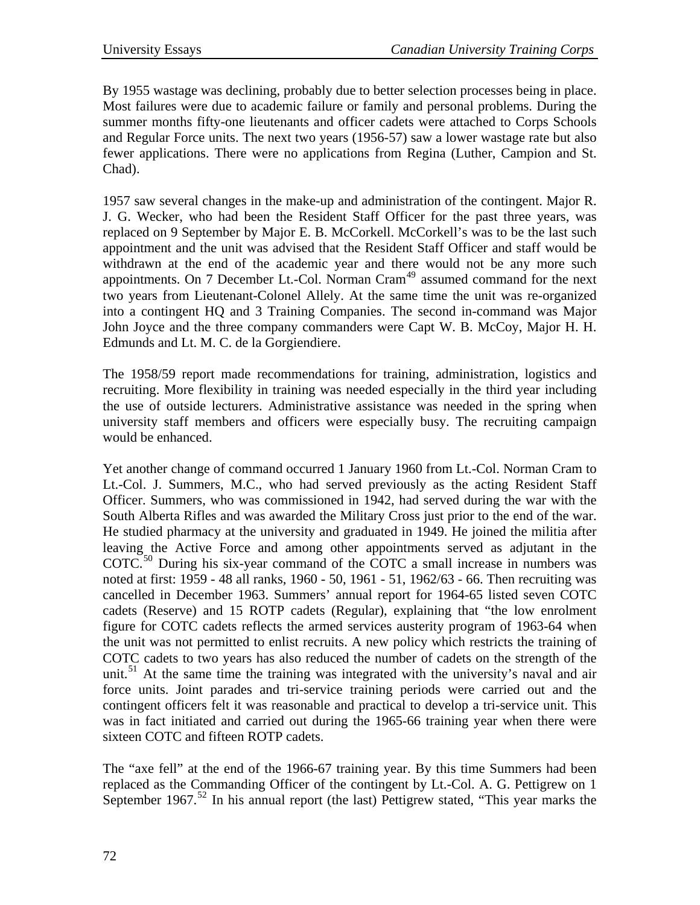By 1955 wastage was declining, probably due to better selection processes being in place. Most failures were due to academic failure or family and personal problems. During the summer months fifty-one lieutenants and officer cadets were attached to Corps Schools and Regular Force units. The next two years (1956-57) saw a lower wastage rate but also fewer applications. There were no applications from Regina (Luther, Campion and St. Chad).

1957 saw several changes in the make-up and administration of the contingent. Major R. J. G. Wecker, who had been the Resident Staff Officer for the past three years, was replaced on 9 September by Major E. B. McCorkell. McCorkell's was to be the last such appointment and the unit was advised that the Resident Staff Officer and staff would be withdrawn at the end of the academic year and there would not be any more such appointments. On 7 December Lt.-Col. Norman Cram[49] assumed command for the next two years from Lieutenant-Colonel Allely. At the same time the unit was re-organized into a contingent HQ and 3 Training Companies. The second in-command was Major John Joyce and the three company commanders were Capt W. B. McCoy, Major H. H. Edmunds and Lt. M. C. de la Gorgiendiere.

The 1958/59 report made recommendations for training, administration, logistics and recruiting. More flexibility in training was needed especially in the third year including the use of outside lecturers. Administrative assistance was needed in the spring when university staff members and officers were especially busy. The recruiting campaign would be enhanced.

Yet another change of command occurred 1 January 1960 from Lt.-Col. Norman Cram to Lt.-Col. J. Summers, M.C., who had served previously as the acting Resident Staff Officer. Summers, who was commissioned in 1942, had served during the war with the South Alberta Rifles and was awarded the Military Cross just prior to the end of the war. He studied pharmacy at the university and graduated in 1949. He joined the militia after leaving the Active Force and among other appointments served as adjutant in the COTC.[50] During his six-year command of the COTC a small increase in numbers was noted at first: 1959 - 48 all ranks, 1960 - 50, 1961 - 51, 1962/63 - 66. Then recruiting was cancelled in December 1963. Summers' annual report for 1964-65 listed seven COTC cadets (Reserve) and 15 ROTP cadets (Regular), explaining that "the low enrolment figure for COTC cadets reflects the armed services austerity program of 1963-64 when the unit was not permitted to enlist recruits. A new policy which restricts the training of COTC cadets to two years has also reduced the number of cadets on the strength of the unit.[51] At the same time the training was integrated with the university's naval and air force units. Joint parades and tri-service training periods were carried out and the contingent officers felt it was reasonable and practical to develop a tri-service unit. This was in fact initiated and carried out during the 1965-66 training year when there were sixteen COTC and fifteen ROTP cadets.

The "axe fell" at the end of the 1966-67 training year. By this time Summers had been replaced as the Commanding Officer of the contingent by Lt.-Col. A. G. Pettigrew on 1 September 1967.[52] In his annual report (the last) Pettigrew stated, "This year marks the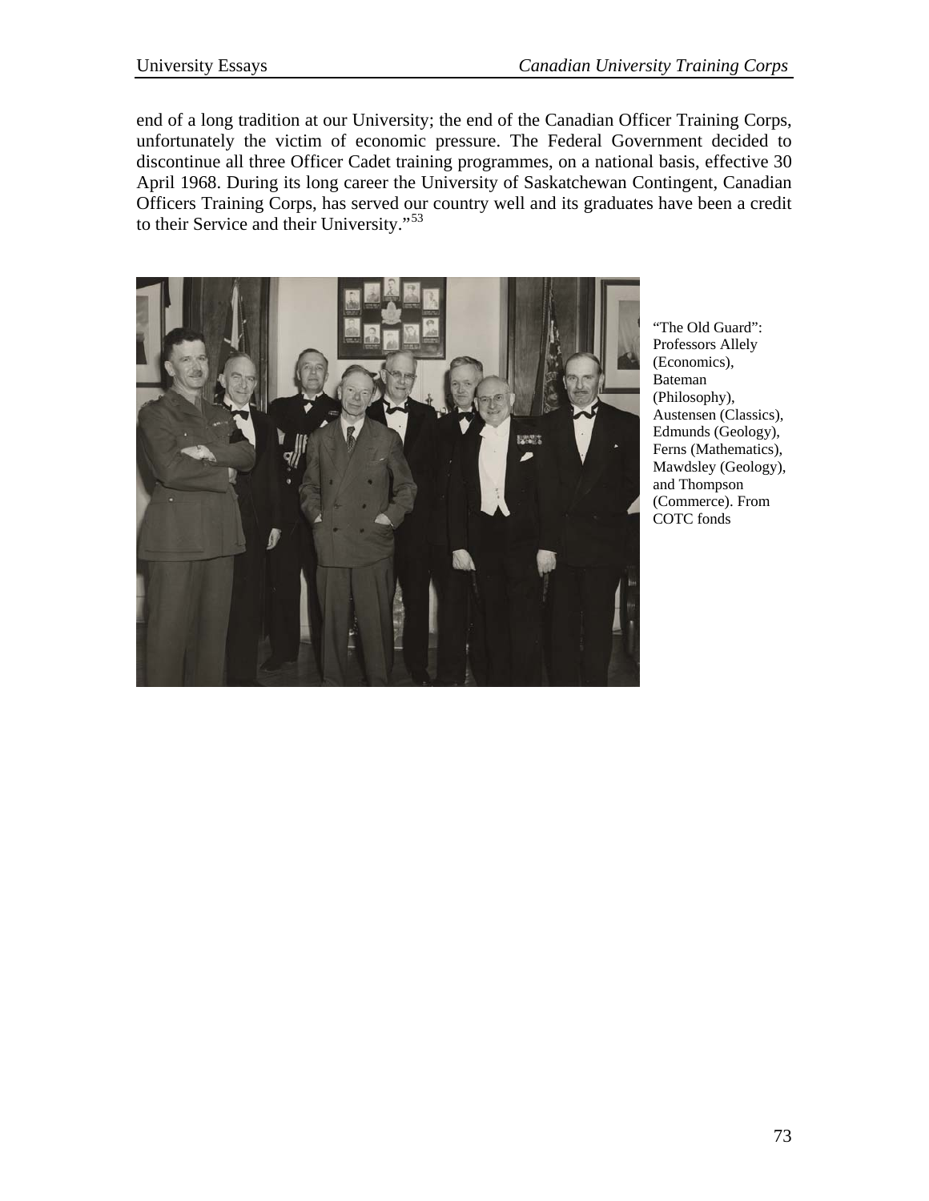end of a long tradition at our University; the end of the Canadian Officer Training Corps, unfortunately the victim of economic pressure. The Federal Government decided to discontinue all three Officer Cadet training programmes, on a national basis, effective 30 April 1968. During its long career the University of Saskatchewan Contingent, Canadian Officers Training Corps, has served our country well and its graduates have been a credit to their Service and their University."[53]

"The Old Guard": Professors Allely (Economics), Bateman (Philosophy), Austensen (Classics), Edmunds (Geology), Ferns (Mathematics), Mawdsley (Geology), and Thompson (Commerce). From COTC fonds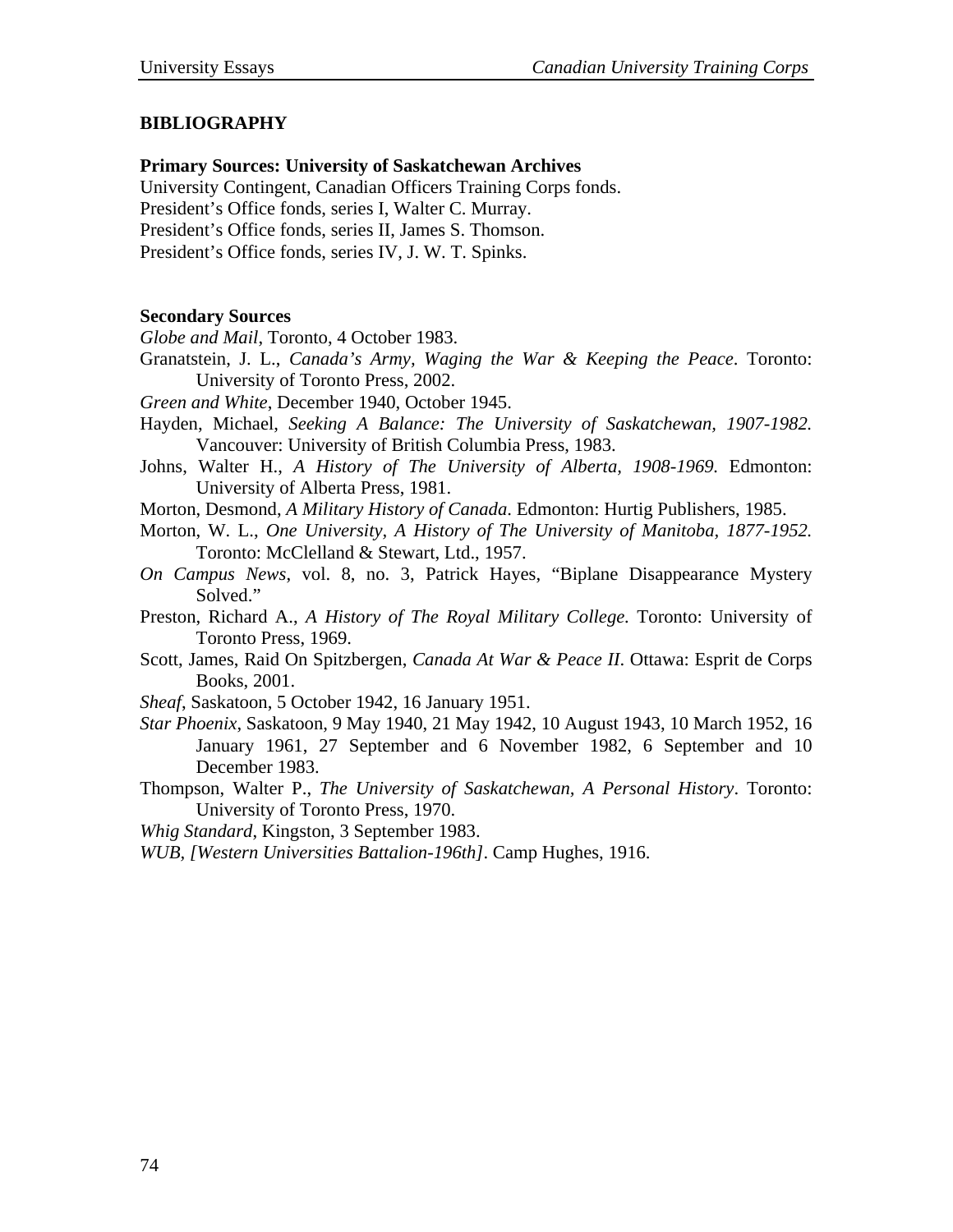## BIBLIOGRAPHY

**Primary Sources: University of Saskatchewan Archives**

University Contingent, Canadian Officers Training Corps fonds.
President's Office fonds, series I, Walter C. Murray.
President's Office fonds, series II, James S. Thomson.
President's Office fonds, series IV, J. W. T. Spinks.

**Secondary Sources**

*Globe and Mail*, Toronto, 4 October 1983.

Granatstein, J. L., *Canada's Army, Waging the War & Keeping the Peace*. Toronto: University of Toronto Press, 2002.

*Green and White*, December 1940, October 1945.

Hayden, Michael, *Seeking A Balance: The University of Saskatchewan, 1907-1982.* Vancouver: University of British Columbia Press, 1983.

Johns, Walter H., *A History of The University of Alberta, 1908-1969.* Edmonton: University of Alberta Press, 1981.

Morton, Desmond, *A Military History of Canada*. Edmonton: Hurtig Publishers, 1985.

Morton, W. L., *One University, A History of The University of Manitoba, 1877-1952.* Toronto: McClelland & Stewart, Ltd., 1957.

*On Campus News*, vol. 8, no. 3, Patrick Hayes, "Biplane Disappearance Mystery Solved."

Preston, Richard A., *A History of The Royal Military College.* Toronto: University of Toronto Press, 1969.

Scott, James, Raid On Spitzbergen, *Canada At War & Peace II*. Ottawa: Esprit de Corps Books, 2001.

*Sheaf*, Saskatoon, 5 October 1942, 16 January 1951.

*Star Phoenix*, Saskatoon, 9 May 1940, 21 May 1942, 10 August 1943, 10 March 1952, 16 January 1961, 27 September and 6 November 1982, 6 September and 10 December 1983.

Thompson, Walter P., *The University of Saskatchewan, A Personal History*. Toronto: University of Toronto Press, 1970.

*Whig Standard*, Kingston, 3 September 1983.

*WUB, [Western Universities Battalion-196th]*. Camp Hughes, 1916.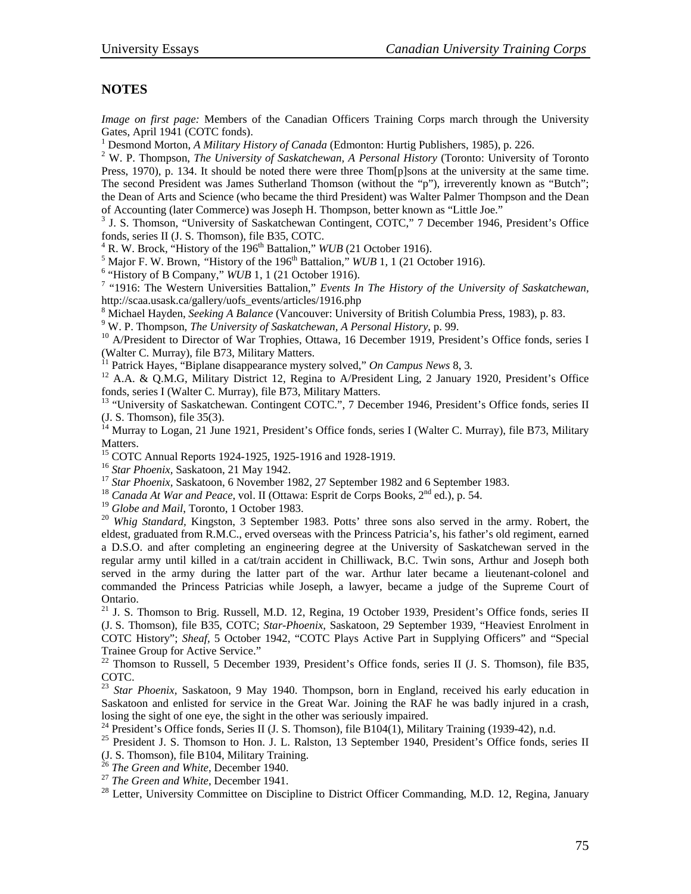## NOTES

*Image on first page:* Members of the Canadian Officers Training Corps march through the University Gates, April 1941 (COTC fonds).

[1] Desmond Morton, *A Military History of Canada* (Edmonton: Hurtig Publishers, 1985), p. 226.

[2] W. P. Thompson, *The University of Saskatchewan, A Personal History* (Toronto: University of Toronto Press, 1970), p. 134. It should be noted there were three Thom[p]sons at the university at the same time. The second President was James Sutherland Thomson (without the "p"), irreverently known as "Butch"; the Dean of Arts and Science (who became the third President) was Walter Palmer Thompson and the Dean of Accounting (later Commerce) was Joseph H. Thompson, better known as "Little Joe."

[3] J. S. Thomson, "University of Saskatchewan Contingent, COTC," 7 December 1946, President's Office fonds, series II (J. S. Thomson), file B35, COTC.

[4] R. W. Brock, "History of the 196th Battalion," *WUB* (21 October 1916).

[5] Major F. W. Brown, "History of the 196th Battalion," *WUB* 1, 1 (21 October 1916).

[6] "History of B Company," *WUB* 1, 1 (21 October 1916).

[7] "1916: The Western Universities Battalion," *Events In The History of the University of Saskatchewan*, http://scaa.usask.ca/gallery/uofs_events/articles/1916.php

[8] Michael Hayden, *Seeking A Balance* (Vancouver: University of British Columbia Press, 1983), p. 83.

[9] W. P. Thompson, *The University of Saskatchewan, A Personal History*, p. 99.

[10] A/President to Director of War Trophies, Ottawa, 16 December 1919, President's Office fonds, series I (Walter C. Murray), file B73, Military Matters.

[11] Patrick Hayes, "Biplane disappearance mystery solved," *On Campus News* 8, 3.

[12] A.A. & Q.M.G, Military District 12, Regina to A/President Ling, 2 January 1920, President's Office fonds, series I (Walter C. Murray), file B73, Military Matters.

[13] "University of Saskatchewan. Contingent COTC.", 7 December 1946, President's Office fonds, series II (J. S. Thomson), file 35(3).

[14] Murray to Logan, 21 June 1921, President's Office fonds, series I (Walter C. Murray), file B73, Military Matters.

[15] COTC Annual Reports 1924-1925, 1925-1916 and 1928-1919.

[16] *Star Phoenix*, Saskatoon, 21 May 1942.

[17] *Star Phoenix*, Saskatoon, 6 November 1982, 27 September 1982 and 6 September 1983.

[18] *Canada At War and Peace*, vol. II (Ottawa: Esprit de Corps Books, 2nd ed.), p. 54.

[19] *Globe and Mail*, Toronto, 1 October 1983.

[20] *Whig Standard*, Kingston, 3 September 1983. Potts' three sons also served in the army. Robert, the eldest, graduated from R.M.C., erved overseas with the Princess Patricia's, his father's old regiment, earned a D.S.O. and after completing an engineering degree at the University of Saskatchewan served in the regular army until killed in a cat/train accident in Chilliwack, B.C. Twin sons, Arthur and Joseph both served in the army during the latter part of the war. Arthur later became a lieutenant-colonel and commanded the Princess Patricias while Joseph, a lawyer, became a judge of the Supreme Court of Ontario.

[21] J. S. Thomson to Brig. Russell, M.D. 12, Regina, 19 October 1939, President's Office fonds, series II (J. S. Thomson), file B35, COTC; *Star-Phoenix*, Saskatoon, 29 September 1939, "Heaviest Enrolment in COTC History"; *Sheaf*, 5 October 1942, "COTC Plays Active Part in Supplying Officers" and "Special Trainee Group for Active Service."

[22] Thomson to Russell, 5 December 1939, President's Office fonds, series II (J. S. Thomson), file B35, COTC.

[23] *Star Phoenix*, Saskatoon, 9 May 1940. Thompson, born in England, received his early education in Saskatoon and enlisted for service in the Great War. Joining the RAF he was badly injured in a crash, losing the sight of one eye, the sight in the other was seriously impaired.

[24] President's Office fonds, Series II (J. S. Thomson), file B104(1), Military Training (1939-42), n.d.

[25] President J. S. Thomson to Hon. J. L. Ralston, 13 September 1940, President's Office fonds, series II (J. S. Thomson), file B104, Military Training.

[26] *The Green and White*, December 1940.

[27] *The Green and White*, December 1941.

[28] Letter, University Committee on Discipline to District Officer Commanding, M.D. 12, Regina, January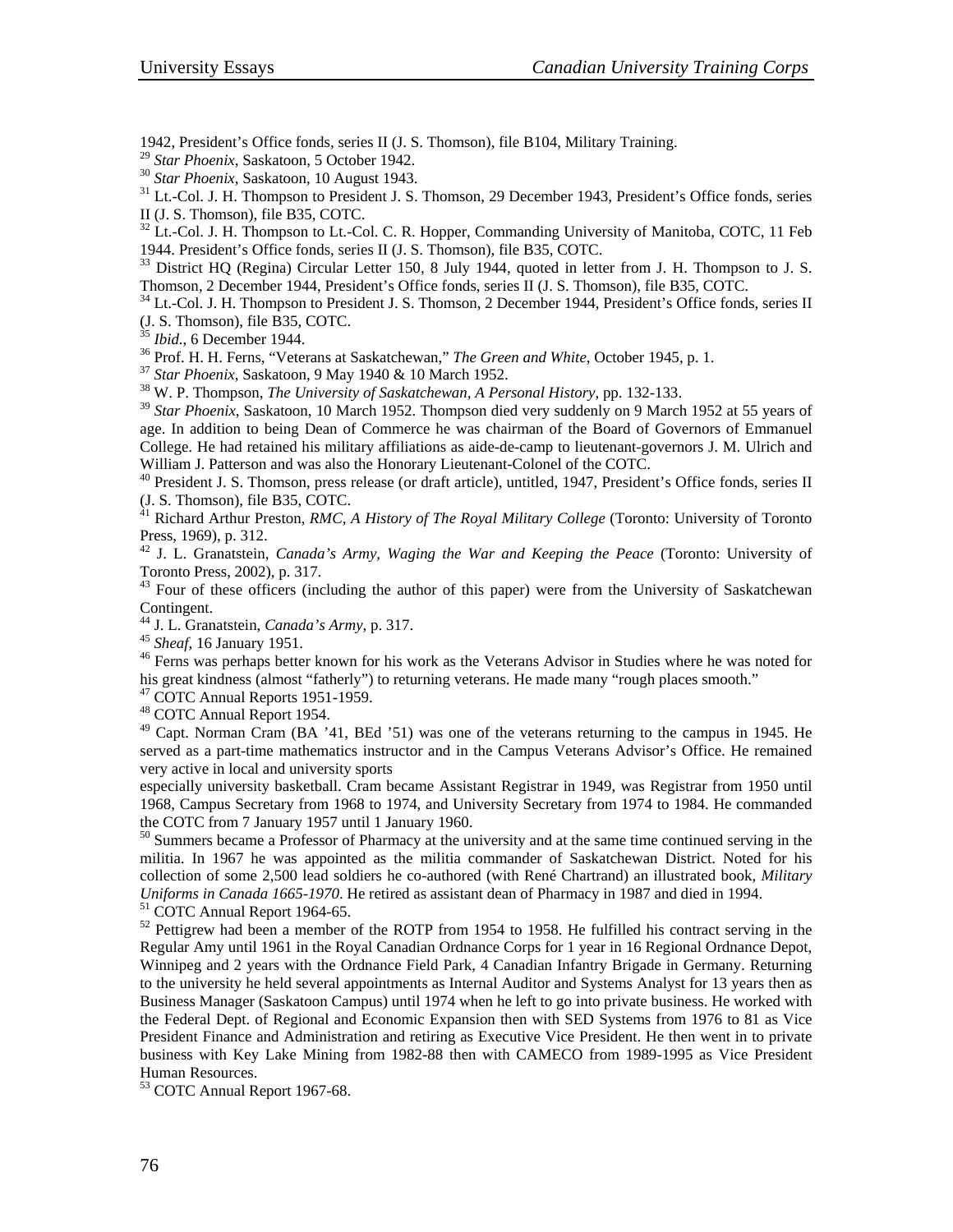1942, President's Office fonds, series II (J. S. Thomson), file B104, Military Training.

[29] *Star Phoenix*, Saskatoon, 5 October 1942.

[30] *Star Phoenix*, Saskatoon, 10 August 1943.

[31] Lt.-Col. J. H. Thompson to President J. S. Thomson, 29 December 1943, President's Office fonds, series II (J. S. Thomson), file B35, COTC.

[32] Lt.-Col. J. H. Thompson to Lt.-Col. C. R. Hopper, Commanding University of Manitoba, COTC, 11 Feb 1944. President's Office fonds, series II (J. S. Thomson), file B35, COTC.

[33] District HQ (Regina) Circular Letter 150, 8 July 1944, quoted in letter from J. H. Thompson to J. S. Thomson, 2 December 1944, President's Office fonds, series II (J. S. Thomson), file B35, COTC.

[34] Lt.-Col. J. H. Thompson to President J. S. Thomson, 2 December 1944, President's Office fonds, series II (J. S. Thomson), file B35, COTC.

[35] *Ibid.*, 6 December 1944.

[36] Prof. H. H. Ferns, "Veterans at Saskatchewan," *The Green and White*, October 1945, p. 1.

[37] *Star Phoenix*, Saskatoon, 9 May 1940 & 10 March 1952.

[38] W. P. Thompson, *The University of Saskatchewan, A Personal History*, pp. 132-133.

[39] *Star Phoenix*, Saskatoon, 10 March 1952. Thompson died very suddenly on 9 March 1952 at 55 years of age. In addition to being Dean of Commerce he was chairman of the Board of Governors of Emmanuel College. He had retained his military affiliations as aide-de-camp to lieutenant-governors J. M. Ulrich and William J. Patterson and was also the Honorary Lieutenant-Colonel of the COTC.

[40] President J. S. Thomson, press release (or draft article), untitled, 1947, President's Office fonds, series II (J. S. Thomson), file B35, COTC.

[41] Richard Arthur Preston, *RMC, A History of The Royal Military College* (Toronto: University of Toronto Press, 1969), p. 312.

[42] J. L. Granatstein, *Canada's Army, Waging the War and Keeping the Peace* (Toronto: University of Toronto Press, 2002), p. 317.

[43] Four of these officers (including the author of this paper) were from the University of Saskatchewan Contingent.

[44] J. L. Granatstein, *Canada's Army*, p. 317.

[45] *Sheaf*, 16 January 1951.

[46] Ferns was perhaps better known for his work as the Veterans Advisor in Studies where he was noted for his great kindness (almost "fatherly") to returning veterans. He made many "rough places smooth."

[47] COTC Annual Reports 1951-1959.

[48] COTC Annual Report 1954.

[49] Capt. Norman Cram (BA '41, BEd '51) was one of the veterans returning to the campus in 1945. He served as a part-time mathematics instructor and in the Campus Veterans Advisor's Office. He remained very active in local and university sports

especially university basketball. Cram became Assistant Registrar in 1949, was Registrar from 1950 until 1968, Campus Secretary from 1968 to 1974, and University Secretary from 1974 to 1984. He commanded the COTC from 7 January 1957 until 1 January 1960.

[50] Summers became a Professor of Pharmacy at the university and at the same time continued serving in the militia. In 1967 he was appointed as the militia commander of Saskatchewan District. Noted for his collection of some 2,500 lead soldiers he co-authored (with René Chartrand) an illustrated book, *Military Uniforms in Canada 1665-1970*. He retired as assistant dean of Pharmacy in 1987 and died in 1994.

[51] COTC Annual Report 1964-65.

[52] Pettigrew had been a member of the ROTP from 1954 to 1958. He fulfilled his contract serving in the Regular Amy until 1961 in the Royal Canadian Ordnance Corps for 1 year in 16 Regional Ordnance Depot, Winnipeg and 2 years with the Ordnance Field Park, 4 Canadian Infantry Brigade in Germany. Returning to the university he held several appointments as Internal Auditor and Systems Analyst for 13 years then as Business Manager (Saskatoon Campus) until 1974 when he left to go into private business. He worked with the Federal Dept. of Regional and Economic Expansion then with SED Systems from 1976 to 81 as Vice President Finance and Administration and retiring as Executive Vice President. He then went in to private business with Key Lake Mining from 1982-88 then with CAMECO from 1989-1995 as Vice President Human Resources.

[53] COTC Annual Report 1967-68.